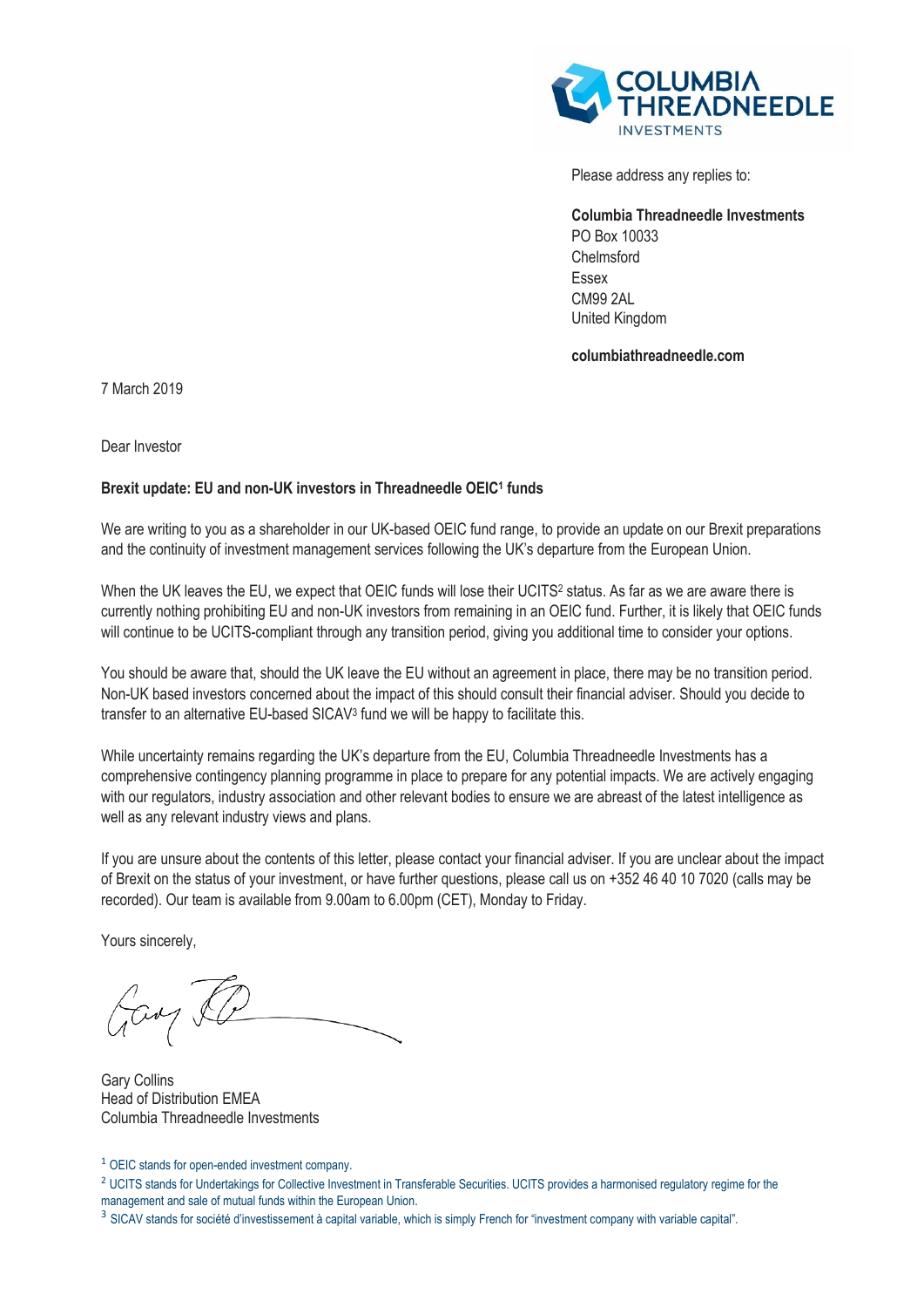COLUMBIA THREADNEEDLE INVESTMENTS

Please address any replies to:

**Columbia Threadneedle Investments**
PO Box 10033
Chelmsford
Essex
CM99 2AL
United Kingdom

**columbiathreadneedle.com**

7 March 2019

Dear Investor

**Brexit update: EU and non-UK investors in Threadneedle OEIC[1] funds**

We are writing to you as a shareholder in our UK-based OEIC fund range, to provide an update on our Brexit preparations and the continuity of investment management services following the UK's departure from the European Union.

When the UK leaves the EU, we expect that OEIC funds will lose their UCITS[2] status. As far as we are aware there is currently nothing prohibiting EU and non-UK investors from remaining in an OEIC fund. Further, it is likely that OEIC funds will continue to be UCITS-compliant through any transition period, giving you additional time to consider your options.

You should be aware that, should the UK leave the EU without an agreement in place, there may be no transition period. Non-UK based investors concerned about the impact of this should consult their financial adviser. Should you decide to transfer to an alternative EU-based SICAV[3] fund we will be happy to facilitate this.

While uncertainty remains regarding the UK's departure from the EU, Columbia Threadneedle Investments has a comprehensive contingency planning programme in place to prepare for any potential impacts. We are actively engaging with our regulators, industry association and other relevant bodies to ensure we are abreast of the latest intelligence as well as any relevant industry views and plans.

If you are unsure about the contents of this letter, please contact your financial adviser. If you are unclear about the impact of Brexit on the status of your investment, or have further questions, please call us on +352 46 40 10 7020 (calls may be recorded). Our team is available from 9.00am to 6.00pm (CET), Monday to Friday.

Yours sincerely,

Gary Collins
Head of Distribution EMEA
Columbia Threadneedle Investments

[1] OEIC stands for open-ended investment company.

[2] UCITS stands for Undertakings for Collective Investment in Transferable Securities. UCITS provides a harmonised regulatory regime for the management and sale of mutual funds within the European Union.

[3] SICAV stands for société d'investissement à capital variable, which is simply French for "investment company with variable capital".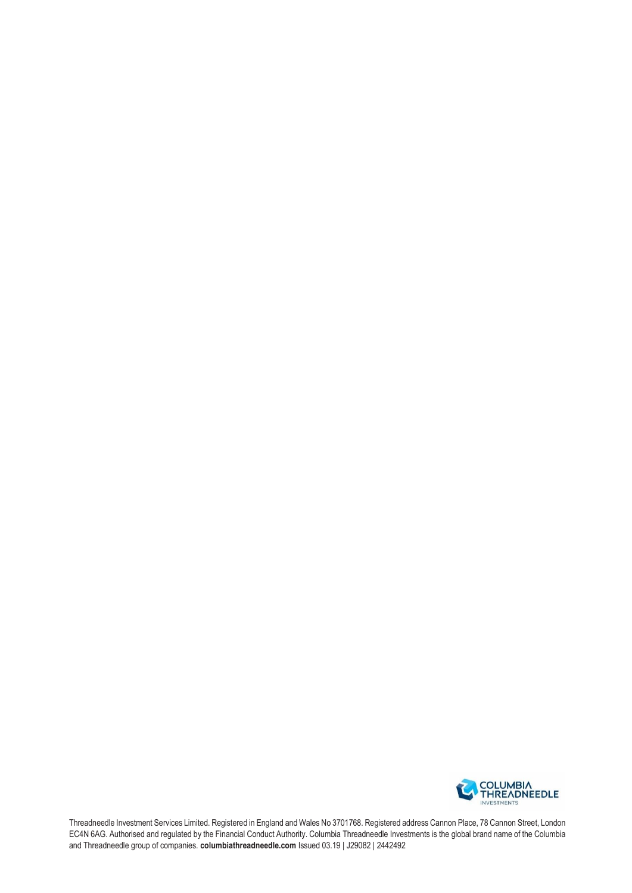Threadneedle Investment Services Limited. Registered in England and Wales No 3701768. Registered address Cannon Place, 78 Cannon Street, London EC4N 6AG. Authorised and regulated by the Financial Conduct Authority. Columbia Threadneedle Investments is the global brand name of the Columbia and Threadneedle group of companies. **columbiathreadneedle.com** Issued 03.19 | J29082 | 2442492